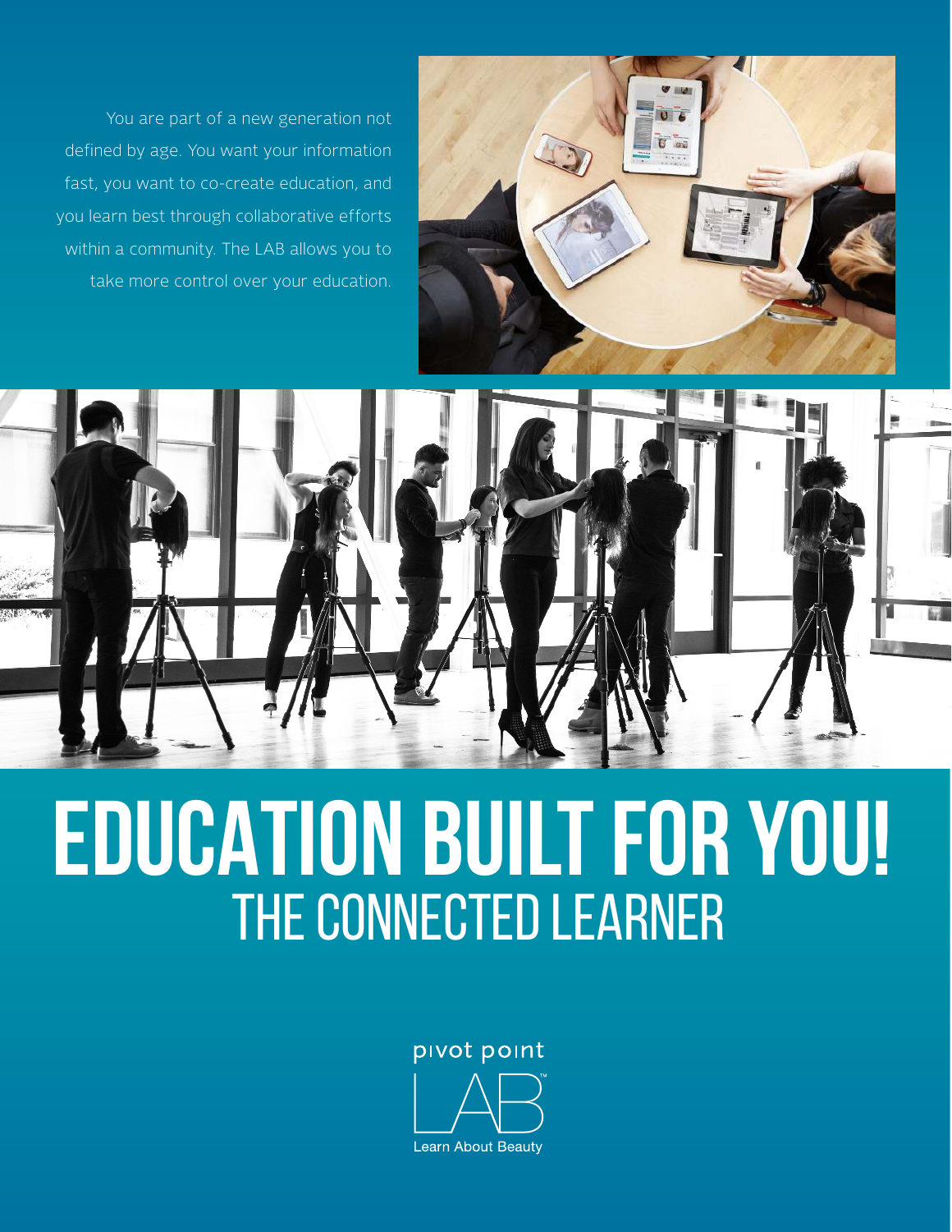You are part of a new generation not defined by age. You want your information fast, you want to co-create education, and you learn best through collaborative efforts within a community. The LAB allows you to take more control over your education.

# EDUCATION BUILT FOR YOU!

## THE CONNECTED LEARNER

pivot point

LAB™

Learn About Beauty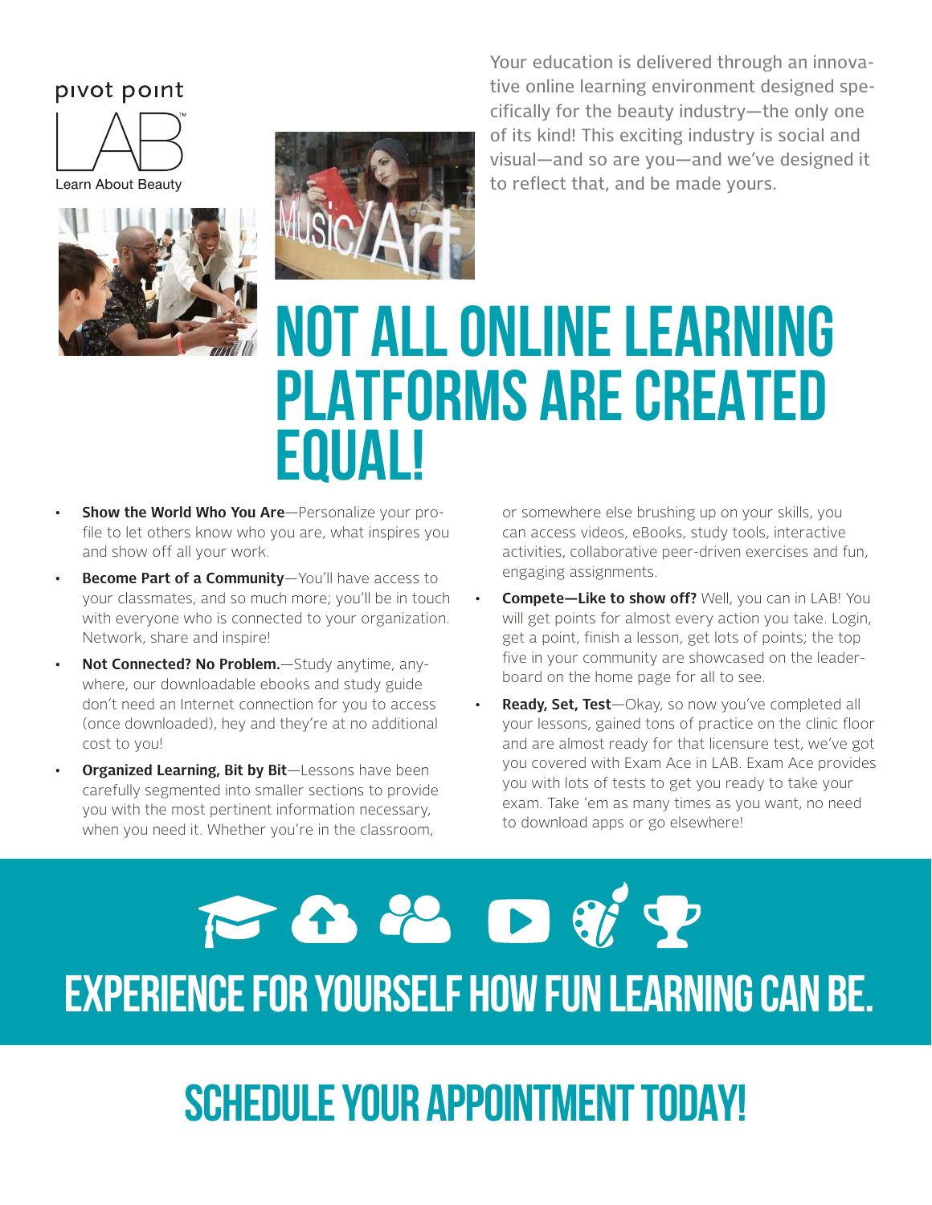pivot point

LAB

Learn About Beauty

Your education is delivered through an innovative online learning environment designed specifically for the beauty industry—the only one of its kind! This exciting industry is social and visual—and so are you—and we've designed it to reflect that, and be made yours.

# NOT ALL ONLINE LEARNING PLATFORMS ARE CREATED EQUAL!

- **Show the World Who You Are**—Personalize your profile to let others know who you are, what inspires you and show off all your work.
- **Become Part of a Community**—You'll have access to your classmates, and so much more; you'll be in touch with everyone who is connected to your organization. Network, share and inspire!
- **Not Connected? No Problem.**—Study anytime, anywhere, our downloadable ebooks and study guide don't need an Internet connection for you to access (once downloaded), hey and they're at no additional cost to you!
- **Organized Learning, Bit by Bit**—Lessons have been carefully segmented into smaller sections to provide you with the most pertinent information necessary, when you need it. Whether you're in the classroom, or somewhere else brushing up on your skills, you can access videos, eBooks, study tools, interactive activities, collaborative peer-driven exercises and fun, engaging assignments.
- **Compete—Like to show off?** Well, you can in LAB! You will get points for almost every action you take. Login, get a point, finish a lesson, get lots of points; the top five in your community are showcased on the leaderboard on the home page for all to see.
- **Ready, Set, Test**—Okay, so now you've completed all your lessons, gained tons of practice on the clinic floor and are almost ready for that licensure test, we've got you covered with Exam Ace in LAB. Exam Ace provides you with lots of tests to get you ready to take your exam. Take 'em as many times as you want, no need to download apps or go elsewhere!

## EXPERIENCE FOR YOURSELF HOW FUN LEARNING CAN BE.

## SCHEDULE YOUR APPOINTMENT TODAY!